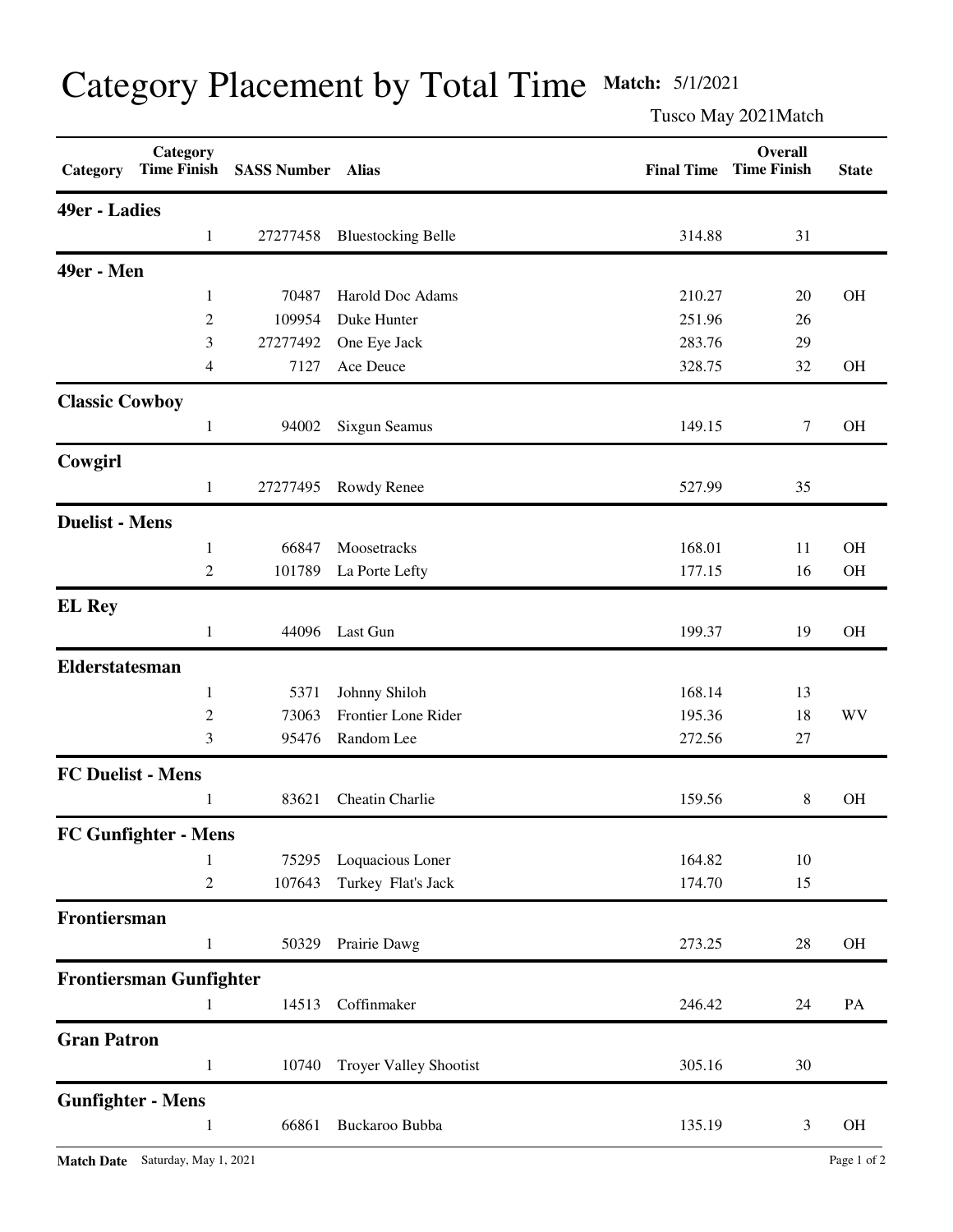# Category Placement by Total Time

**Match:** 5/1/2021

Tusco May 2021Match

| Category | Category Time Finish | SASS Number | Alias | Final Time | Overall Time Finish | State |
|---|---|---|---|---|---|---|
| **49er - Ladies** | | | | | | |
| | 1 | 27277458 | Bluestocking Belle | 314.88 | 31 | |
| **49er - Men** | | | | | | |
| | 1 | 70487 | Harold Doc Adams | 210.27 | 20 | OH |
| | 2 | 109954 | Duke Hunter | 251.96 | 26 | |
| | 3 | 27277492 | One Eye Jack | 283.76 | 29 | |
| | 4 | 7127 | Ace Deuce | 328.75 | 32 | OH |
| **Classic Cowboy** | | | | | | |
| | 1 | 94002 | Sixgun Seamus | 149.15 | 7 | OH |
| **Cowgirl** | | | | | | |
| | 1 | 27277495 | Rowdy Renee | 527.99 | 35 | |
| **Duelist - Mens** | | | | | | |
| | 1 | 66847 | Moosetracks | 168.01 | 11 | OH |
| | 2 | 101789 | La Porte Lefty | 177.15 | 16 | OH |
| **EL Rey** | | | | | | |
| | 1 | 44096 | Last Gun | 199.37 | 19 | OH |
| **Elderstatesman** | | | | | | |
| | 1 | 5371 | Johnny Shiloh | 168.14 | 13 | |
| | 2 | 73063 | Frontier Lone Rider | 195.36 | 18 | WV |
| | 3 | 95476 | Random Lee | 272.56 | 27 | |
| **FC Duelist - Mens** | | | | | | |
| | 1 | 83621 | Cheatin Charlie | 159.56 | 8 | OH |
| **FC Gunfighter - Mens** | | | | | | |
| | 1 | 75295 | Loquacious Loner | 164.82 | 10 | |
| | 2 | 107643 | Turkey Flat's Jack | 174.70 | 15 | |
| **Frontiersman** | | | | | | |
| | 1 | 50329 | Prairie Dawg | 273.25 | 28 | OH |
| **Frontiersman Gunfighter** | | | | | | |
| | 1 | 14513 | Coffinmaker | 246.42 | 24 | PA |
| **Gran Patron** | | | | | | |
| | 1 | 10740 | Troyer Valley Shootist | 305.16 | 30 | |
| **Gunfighter - Mens** | | | | | | |
| | 1 | 66861 | Buckaroo Bubba | 135.19 | 3 | OH |

**Match Date** Saturday, May 1, 2021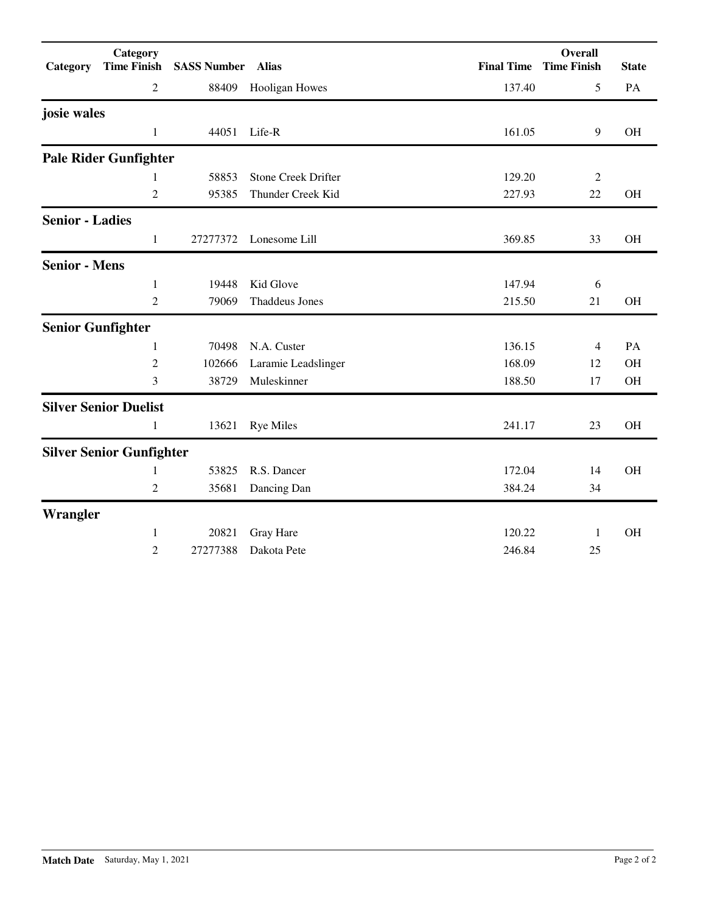| Category | Category Time Finish | SASS Number | Alias | Final Time | Overall Time Finish | State |
|---|---|---|---|---|---|---|
| | 2 | 88409 | Hooligan Howes | 137.40 | 5 | PA |
| **josie wales** | | | | | | |
| | 1 | 44051 | Life-R | 161.05 | 9 | OH |
| **Pale Rider Gunfighter** | | | | | | |
| | 1 | 58853 | Stone Creek Drifter | 129.20 | 2 | |
| | 2 | 95385 | Thunder Creek Kid | 227.93 | 22 | OH |
| **Senior - Ladies** | | | | | | |
| | 1 | 27277372 | Lonesome Lill | 369.85 | 33 | OH |
| **Senior - Mens** | | | | | | |
| | 1 | 19448 | Kid Glove | 147.94 | 6 | |
| | 2 | 79069 | Thaddeus Jones | 215.50 | 21 | OH |
| **Senior Gunfighter** | | | | | | |
| | 1 | 70498 | N.A. Custer | 136.15 | 4 | PA |
| | 2 | 102666 | Laramie Leadslinger | 168.09 | 12 | OH |
| | 3 | 38729 | Muleskinner | 188.50 | 17 | OH |
| **Silver Senior Duelist** | | | | | | |
| | 1 | 13621 | Rye Miles | 241.17 | 23 | OH |
| **Silver Senior Gunfighter** | | | | | | |
| | 1 | 53825 | R.S. Dancer | 172.04 | 14 | OH |
| | 2 | 35681 | Dancing Dan | 384.24 | 34 | |
| **Wrangler** | | | | | | |
| | 1 | 20821 | Gray Hare | 120.22 | 1 | OH |
| | 2 | 27277388 | Dakota Pete | 246.84 | 25 | |

**Match Date** Saturday, May 1, 2021